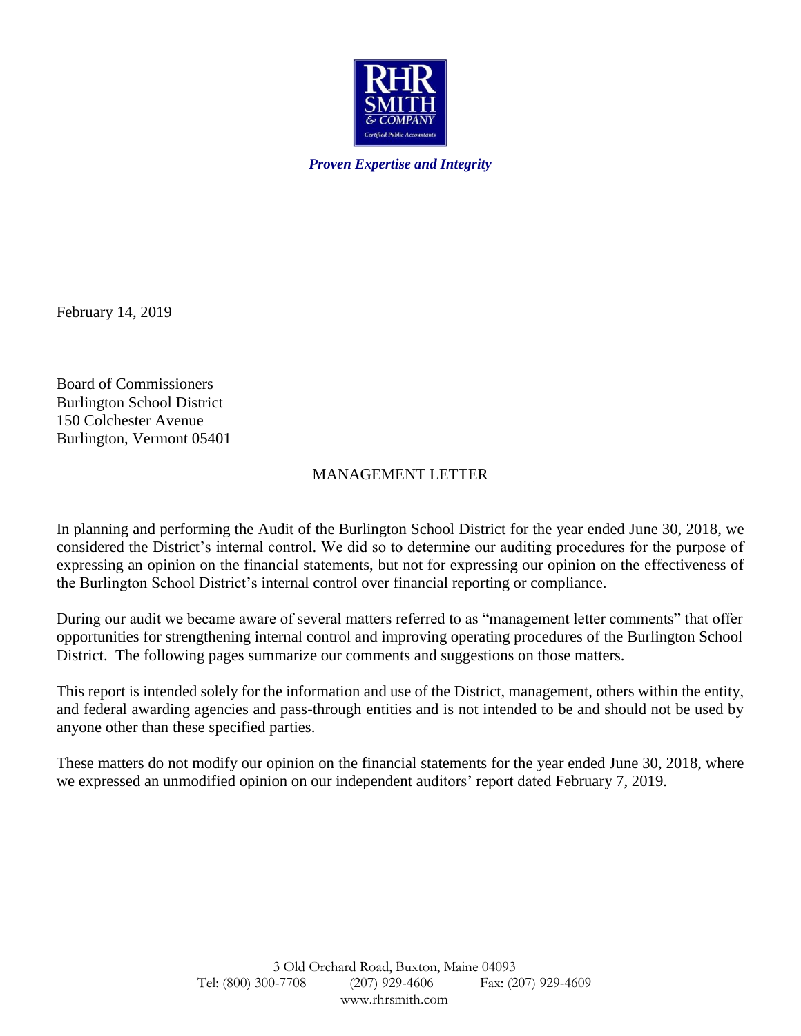RHR SMITH & COMPANY
Certified Public Accountants

***Proven Expertise and Integrity***

February 14, 2019

Board of Commissioners
Burlington School District
150 Colchester Avenue
Burlington, Vermont 05401

## MANAGEMENT LETTER

In planning and performing the Audit of the Burlington School District for the year ended June 30, 2018, we considered the District's internal control. We did so to determine our auditing procedures for the purpose of expressing an opinion on the financial statements, but not for expressing our opinion on the effectiveness of the Burlington School District's internal control over financial reporting or compliance.

During our audit we became aware of several matters referred to as "management letter comments" that offer opportunities for strengthening internal control and improving operating procedures of the Burlington School District. The following pages summarize our comments and suggestions on those matters.

This report is intended solely for the information and use of the District, management, others within the entity, and federal awarding agencies and pass-through entities and is not intended to be and should not be used by anyone other than these specified parties.

These matters do not modify our opinion on the financial statements for the year ended June 30, 2018, where we expressed an unmodified opinion on our independent auditors' report dated February 7, 2019.

3 Old Orchard Road, Buxton, Maine 04093
Tel: (800) 300-7708 (207) 929-4606 Fax: (207) 929-4609
www.rhrsmith.com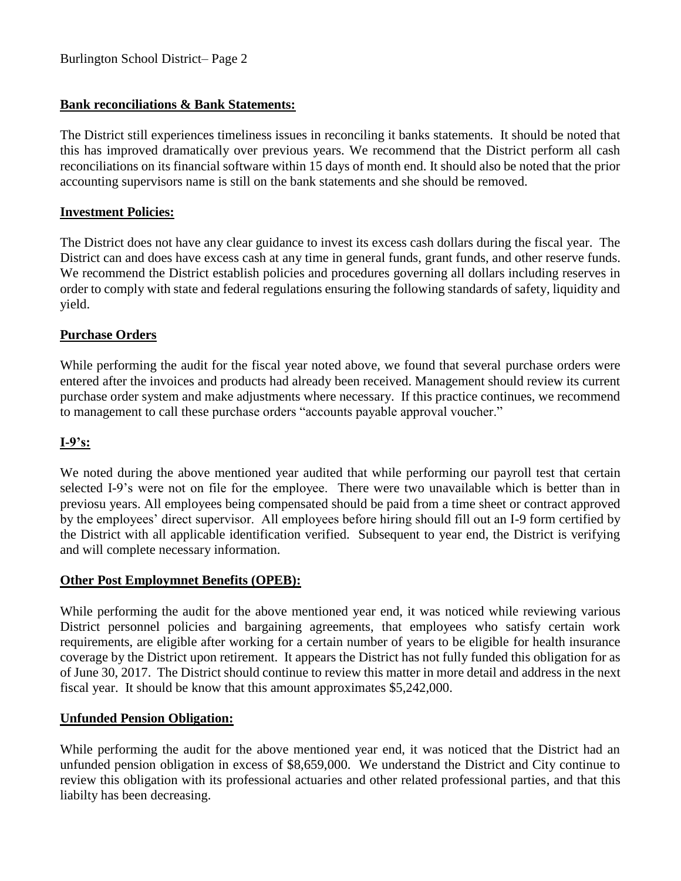**Bank reconciliations & Bank Statements:**

The District still experiences timeliness issues in reconciling it banks statements. It should be noted that this has improved dramatically over previous years. We recommend that the District perform all cash reconciliations on its financial software within 15 days of month end. It should also be noted that the prior accounting supervisors name is still on the bank statements and she should be removed.

**Investment Policies:**

The District does not have any clear guidance to invest its excess cash dollars during the fiscal year. The District can and does have excess cash at any time in general funds, grant funds, and other reserve funds. We recommend the District establish policies and procedures governing all dollars including reserves in order to comply with state and federal regulations ensuring the following standards of safety, liquidity and yield.

**Purchase Orders**

While performing the audit for the fiscal year noted above, we found that several purchase orders were entered after the invoices and products had already been received. Management should review its current purchase order system and make adjustments where necessary. If this practice continues, we recommend to management to call these purchase orders "accounts payable approval voucher."

**I-9's:**

We noted during the above mentioned year audited that while performing our payroll test that certain selected I-9's were not on file for the employee. There were two unavailable which is better than in previosu years. All employees being compensated should be paid from a time sheet or contract approved by the employees' direct supervisor. All employees before hiring should fill out an I-9 form certified by the District with all applicable identification verified. Subsequent to year end, the District is verifying and will complete necessary information.

**Other Post Employmnet Benefits (OPEB):**

While performing the audit for the above mentioned year end, it was noticed while reviewing various District personnel policies and bargaining agreements, that employees who satisfy certain work requirements, are eligible after working for a certain number of years to be eligible for health insurance coverage by the District upon retirement. It appears the District has not fully funded this obligation for as of June 30, 2017. The District should continue to review this matter in more detail and address in the next fiscal year. It should be know that this amount approximates $5,242,000.

**Unfunded Pension Obligation:**

While performing the audit for the above mentioned year end, it was noticed that the District had an unfunded pension obligation in excess of $8,659,000. We understand the District and City continue to review this obligation with its professional actuaries and other related professional parties, and that this liabilty has been decreasing.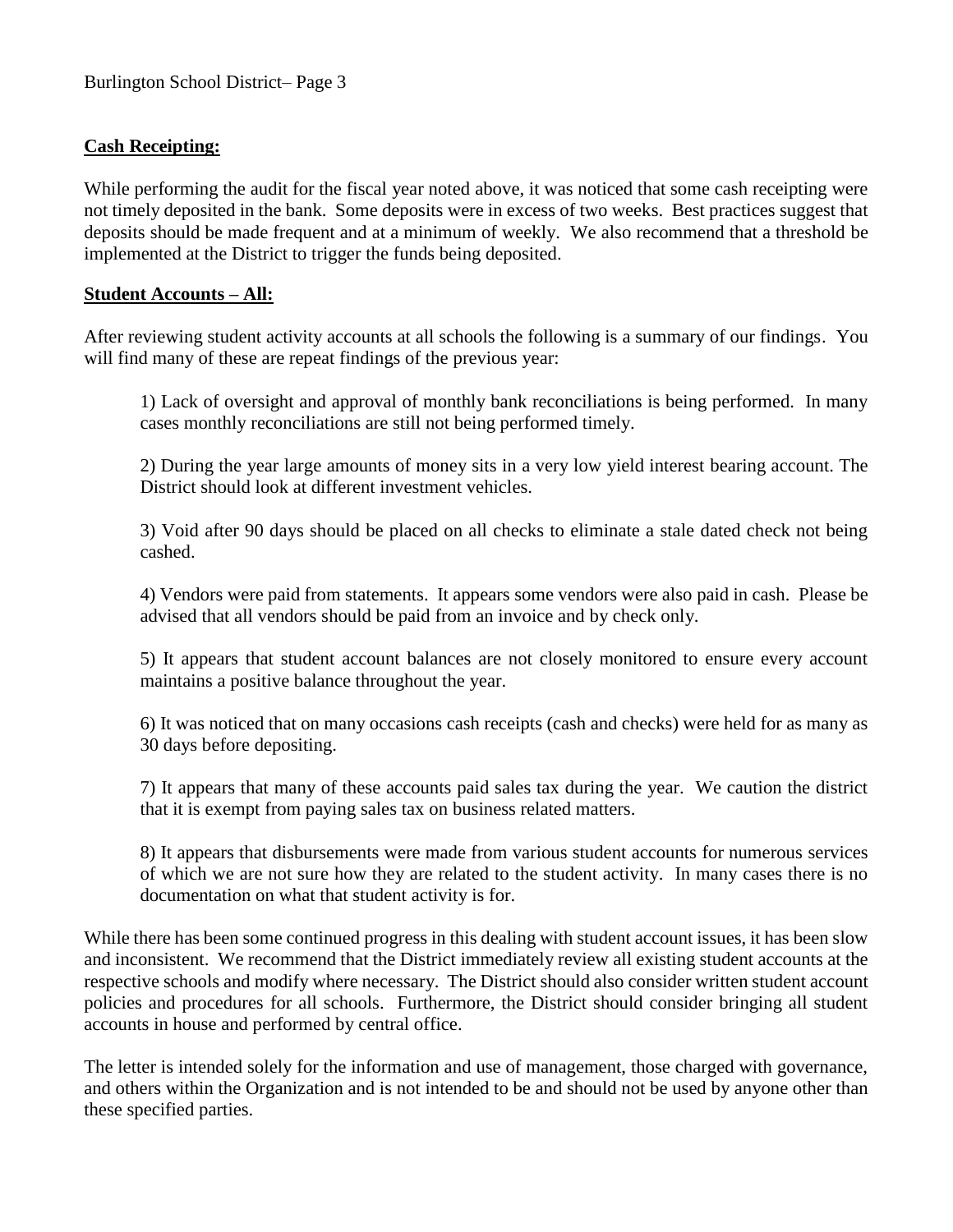**Cash Receipting:**

While performing the audit for the fiscal year noted above, it was noticed that some cash receipting were not timely deposited in the bank. Some deposits were in excess of two weeks. Best practices suggest that deposits should be made frequent and at a minimum of weekly. We also recommend that a threshold be implemented at the District to trigger the funds being deposited.

**Student Accounts – All:**

After reviewing student activity accounts at all schools the following is a summary of our findings. You will find many of these are repeat findings of the previous year:

1) Lack of oversight and approval of monthly bank reconciliations is being performed. In many cases monthly reconciliations are still not being performed timely.

2) During the year large amounts of money sits in a very low yield interest bearing account. The District should look at different investment vehicles.

3) Void after 90 days should be placed on all checks to eliminate a stale dated check not being cashed.

4) Vendors were paid from statements. It appears some vendors were also paid in cash. Please be advised that all vendors should be paid from an invoice and by check only.

5) It appears that student account balances are not closely monitored to ensure every account maintains a positive balance throughout the year.

6) It was noticed that on many occasions cash receipts (cash and checks) were held for as many as 30 days before depositing.

7) It appears that many of these accounts paid sales tax during the year. We caution the district that it is exempt from paying sales tax on business related matters.

8) It appears that disbursements were made from various student accounts for numerous services of which we are not sure how they are related to the student activity. In many cases there is no documentation on what that student activity is for.

While there has been some continued progress in this dealing with student account issues, it has been slow and inconsistent. We recommend that the District immediately review all existing student accounts at the respective schools and modify where necessary. The District should also consider written student account policies and procedures for all schools. Furthermore, the District should consider bringing all student accounts in house and performed by central office.

The letter is intended solely for the information and use of management, those charged with governance, and others within the Organization and is not intended to be and should not be used by anyone other than these specified parties.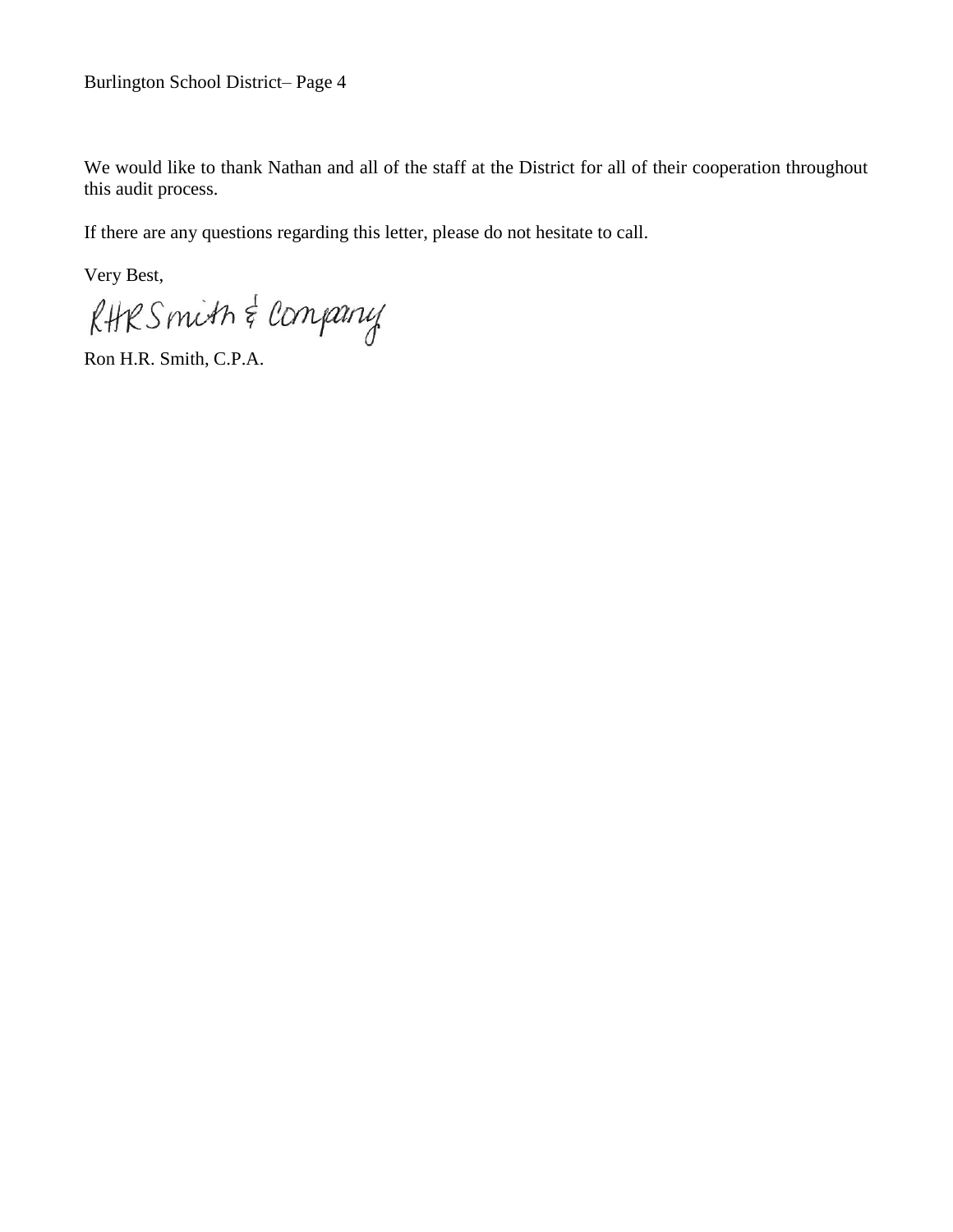We would like to thank Nathan and all of the staff at the District for all of their cooperation throughout this audit process.

If there are any questions regarding this letter, please do not hesitate to call.

Very Best,

RHR Smith & Company

Ron H.R. Smith, C.P.A.